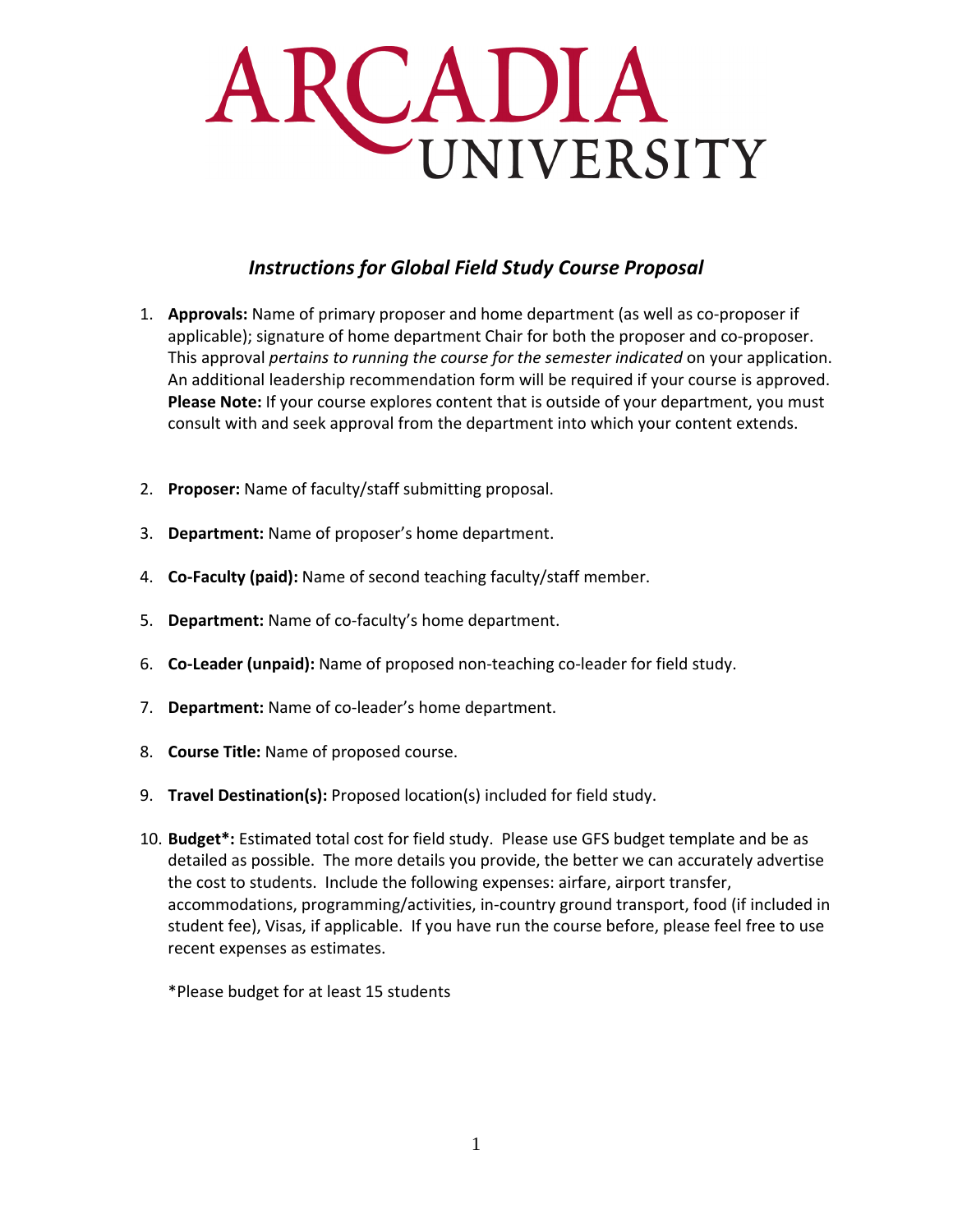# ARCADIA UNIVERSITY

## *Instructions for Global Field Study Course Proposal*

1. **Approvals:** Name of primary proposer and home department (as well as co-proposer if applicable); signature of home department Chair for both the proposer and co-proposer. This approval *pertains to running the course for the semester indicated* on your application. An additional leadership recommendation form will be required if your course is approved. **Please Note:** If your course explores content that is outside of your department, you must consult with and seek approval from the department into which your content extends.

2. **Proposer:** Name of faculty/staff submitting proposal.

3. **Department:** Name of proposer's home department.

4. **Co-Faculty (paid):** Name of second teaching faculty/staff member.

5. **Department:** Name of co-faculty's home department.

6. **Co-Leader (unpaid):** Name of proposed non-teaching co-leader for field study.

7. **Department:** Name of co-leader's home department.

8. **Course Title:** Name of proposed course.

9. **Travel Destination(s):** Proposed location(s) included for field study.

10. **Budget*:** Estimated total cost for field study. Please use GFS budget template and be as detailed as possible. The more details you provide, the better we can accurately advertise the cost to students. Include the following expenses: airfare, airport transfer, accommodations, programming/activities, in-country ground transport, food (if included in student fee), Visas, if applicable. If you have run the course before, please feel free to use recent expenses as estimates.

    *Please budget for at least 15 students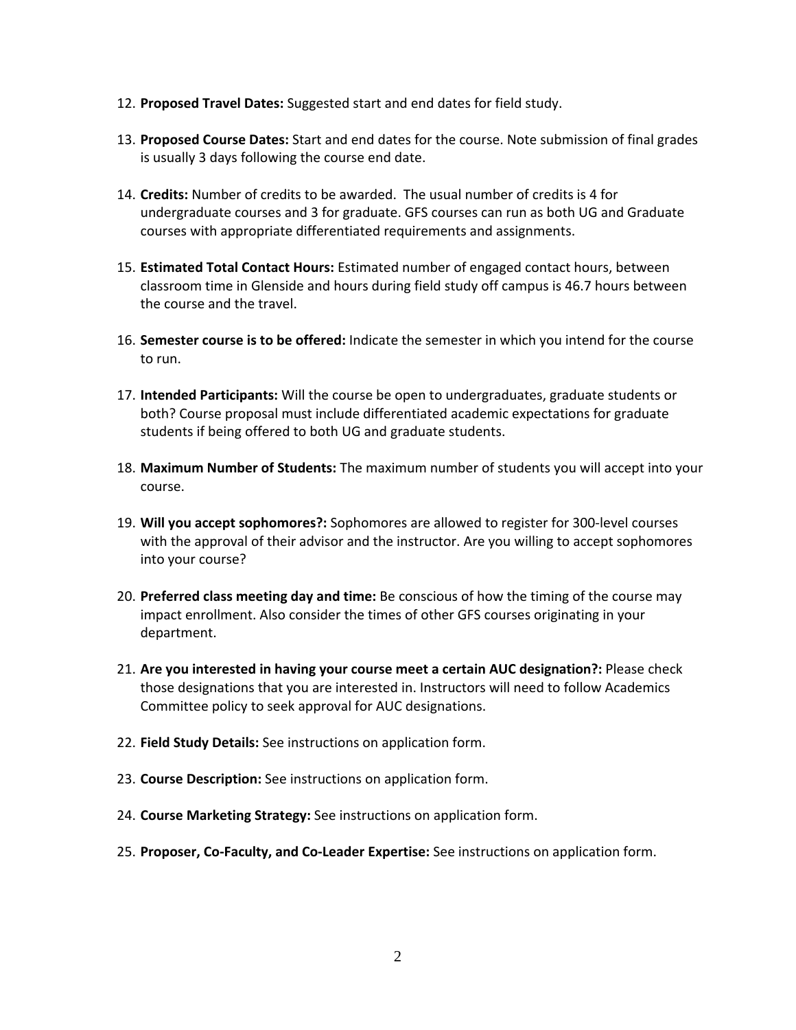12. **Proposed Travel Dates:** Suggested start and end dates for field study.

13. **Proposed Course Dates:** Start and end dates for the course. Note submission of final grades is usually 3 days following the course end date.

14. **Credits:** Number of credits to be awarded. The usual number of credits is 4 for undergraduate courses and 3 for graduate. GFS courses can run as both UG and Graduate courses with appropriate differentiated requirements and assignments.

15. **Estimated Total Contact Hours:** Estimated number of engaged contact hours, between classroom time in Glenside and hours during field study off campus is 46.7 hours between the course and the travel.

16. **Semester course is to be offered:** Indicate the semester in which you intend for the course to run.

17. **Intended Participants:** Will the course be open to undergraduates, graduate students or both? Course proposal must include differentiated academic expectations for graduate students if being offered to both UG and graduate students.

18. **Maximum Number of Students:** The maximum number of students you will accept into your course.

19. **Will you accept sophomores?:** Sophomores are allowed to register for 300-level courses with the approval of their advisor and the instructor. Are you willing to accept sophomores into your course?

20. **Preferred class meeting day and time:** Be conscious of how the timing of the course may impact enrollment. Also consider the times of other GFS courses originating in your department.

21. **Are you interested in having your course meet a certain AUC designation?:** Please check those designations that you are interested in. Instructors will need to follow Academics Committee policy to seek approval for AUC designations.

22. **Field Study Details:** See instructions on application form.

23. **Course Description:** See instructions on application form.

24. **Course Marketing Strategy:** See instructions on application form.

25. **Proposer, Co-Faculty, and Co-Leader Expertise:** See instructions on application form.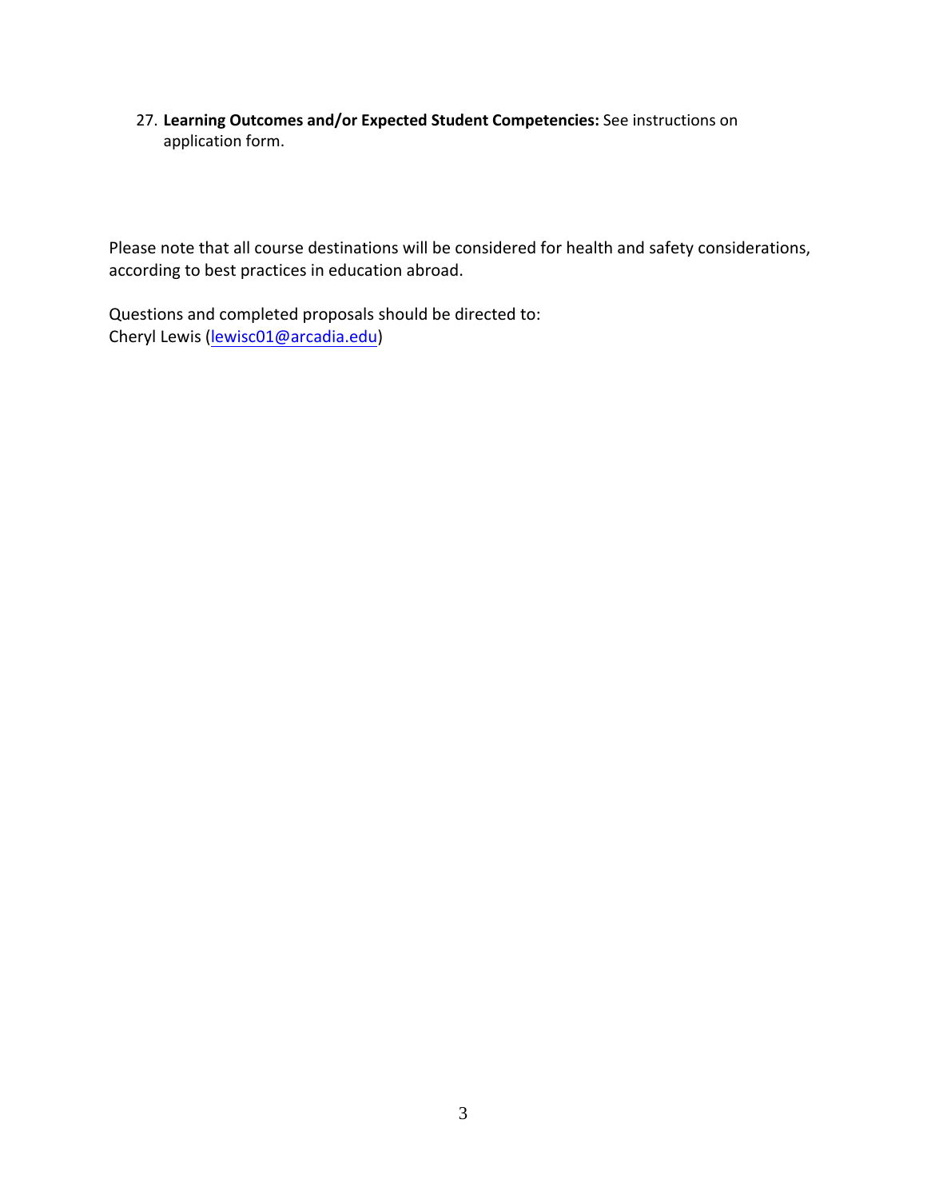27. **Learning Outcomes and/or Expected Student Competencies:** See instructions on application form.

Please note that all course destinations will be considered for health and safety considerations, according to best practices in education abroad.

Questions and completed proposals should be directed to:
Cheryl Lewis (lewisc01@arcadia.edu)